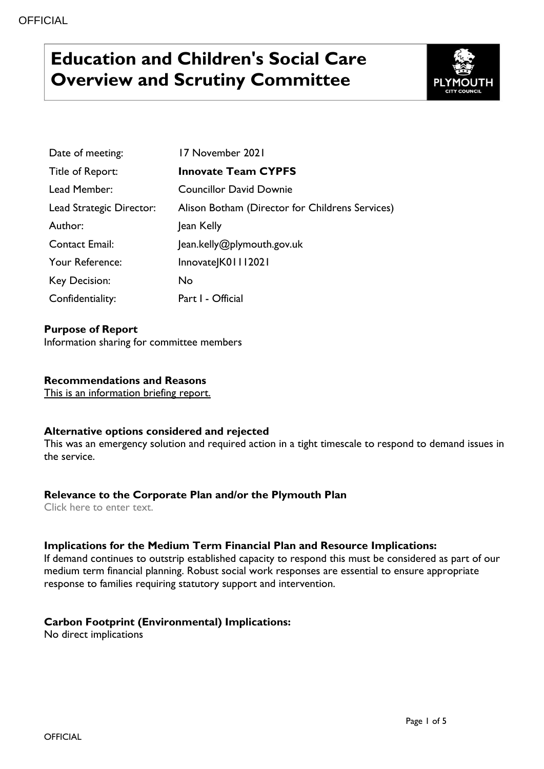# Education and Children's Social Care Overview and Scrutiny Committee

| | |
|---|---|
| Date of meeting: | 17 November 2021 |
| Title of Report: | **Innovate Team CYPFS** |
| Lead Member: | Councillor David Downie |
| Lead Strategic Director: | Alison Botham (Director for Childrens Services) |
| Author: | Jean Kelly |
| Contact Email: | Jean.kelly@plymouth.gov.uk |
| Your Reference: | InnovateJK01112021 |
| Key Decision: | No |
| Confidentiality: | Part I - Official |

**Purpose of Report**

Information sharing for committee members

**Recommendations and Reasons**

This is an information briefing report.

**Alternative options considered and rejected**

This was an emergency solution and required action in a tight timescale to respond to demand issues in the service.

**Relevance to the Corporate Plan and/or the Plymouth Plan**

Click here to enter text.

**Implications for the Medium Term Financial Plan and Resource Implications:**

If demand continues to outstrip established capacity to respond this must be considered as part of our medium term financial planning. Robust social work responses are essential to ensure appropriate response to families requiring statutory support and intervention.

**Carbon Footprint (Environmental) Implications:**

No direct implications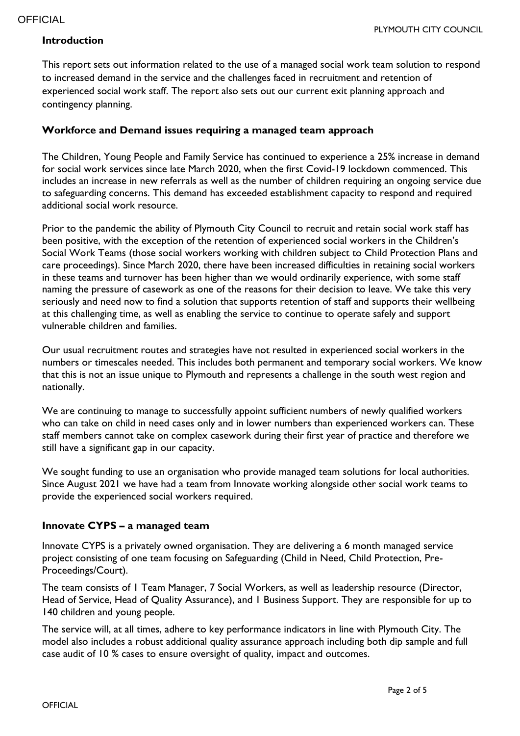## Introduction

This report sets out information related to the use of a managed social work team solution to respond to increased demand in the service and the challenges faced in recruitment and retention of experienced social work staff. The report also sets out our current exit planning approach and contingency planning.

## Workforce and Demand issues requiring a managed team approach

The Children, Young People and Family Service has continued to experience a 25% increase in demand for social work services since late March 2020, when the first Covid-19 lockdown commenced. This includes an increase in new referrals as well as the number of children requiring an ongoing service due to safeguarding concerns. This demand has exceeded establishment capacity to respond and required additional social work resource.

Prior to the pandemic the ability of Plymouth City Council to recruit and retain social work staff has been positive, with the exception of the retention of experienced social workers in the Children's Social Work Teams (those social workers working with children subject to Child Protection Plans and care proceedings). Since March 2020, there have been increased difficulties in retaining social workers in these teams and turnover has been higher than we would ordinarily experience, with some staff naming the pressure of casework as one of the reasons for their decision to leave. We take this very seriously and need now to find a solution that supports retention of staff and supports their wellbeing at this challenging time, as well as enabling the service to continue to operate safely and support vulnerable children and families.

Our usual recruitment routes and strategies have not resulted in experienced social workers in the numbers or timescales needed. This includes both permanent and temporary social workers. We know that this is not an issue unique to Plymouth and represents a challenge in the south west region and nationally.

We are continuing to manage to successfully appoint sufficient numbers of newly qualified workers who can take on child in need cases only and in lower numbers than experienced workers can. These staff members cannot take on complex casework during their first year of practice and therefore we still have a significant gap in our capacity.

We sought funding to use an organisation who provide managed team solutions for local authorities. Since August 2021 we have had a team from Innovate working alongside other social work teams to provide the experienced social workers required.

## Innovate CYPS – a managed team

Innovate CYPS is a privately owned organisation. They are delivering a 6 month managed service project consisting of one team focusing on Safeguarding (Child in Need, Child Protection, Pre-Proceedings/Court).

The team consists of 1 Team Manager, 7 Social Workers, as well as leadership resource (Director, Head of Service, Head of Quality Assurance), and 1 Business Support. They are responsible for up to 140 children and young people.

The service will, at all times, adhere to key performance indicators in line with Plymouth City. The model also includes a robust additional quality assurance approach including both dip sample and full case audit of 10 % cases to ensure oversight of quality, impact and outcomes.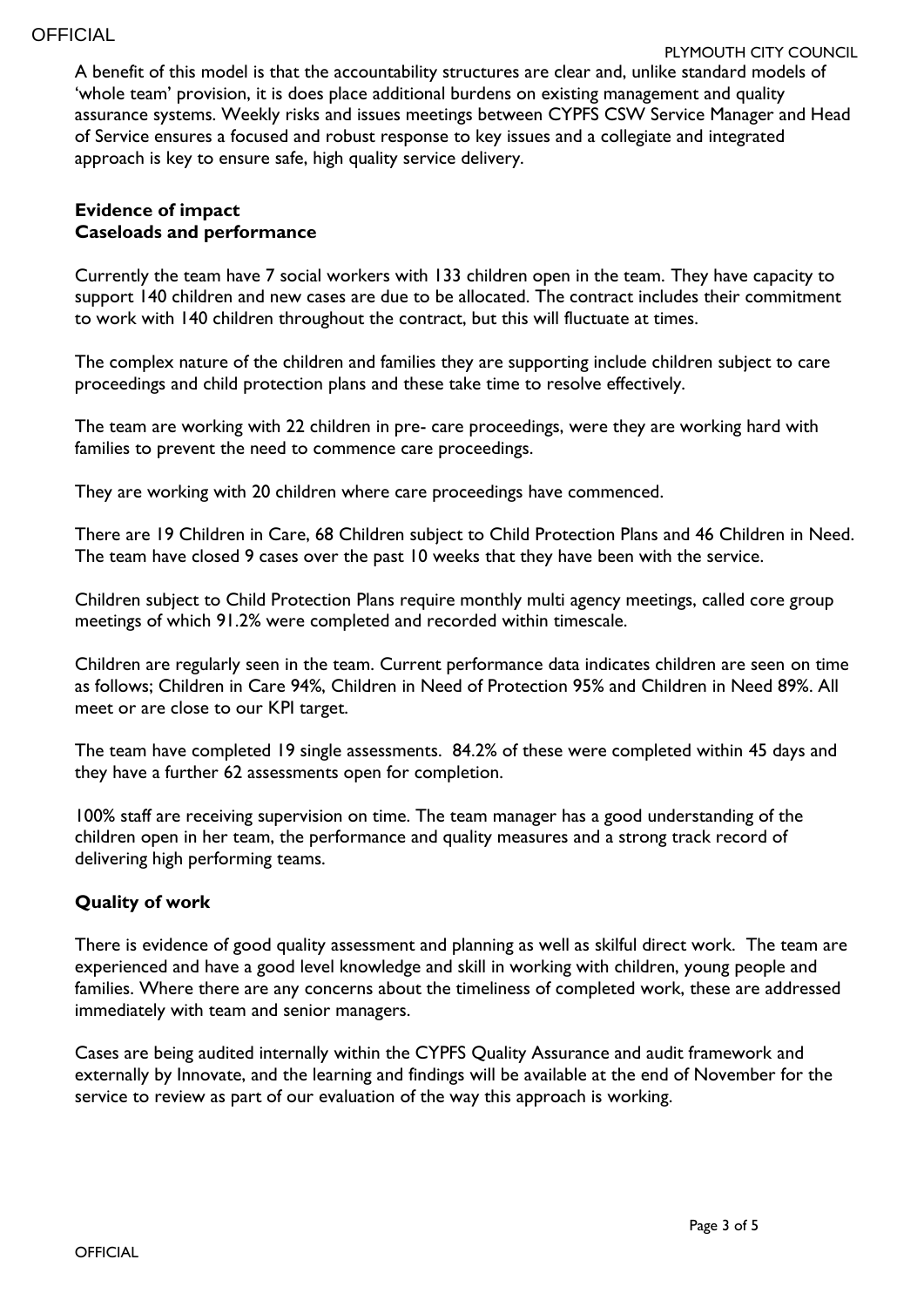A benefit of this model is that the accountability structures are clear and, unlike standard models of 'whole team' provision, it is does place additional burdens on existing management and quality assurance systems. Weekly risks and issues meetings between CYPFS CSW Service Manager and Head of Service ensures a focused and robust response to key issues and a collegiate and integrated approach is key to ensure safe, high quality service delivery.

**Evidence of impact**
**Caseloads and performance**

Currently the team have 7 social workers with 133 children open in the team. They have capacity to support 140 children and new cases are due to be allocated. The contract includes their commitment to work with 140 children throughout the contract, but this will fluctuate at times.

The complex nature of the children and families they are supporting include children subject to care proceedings and child protection plans and these take time to resolve effectively.

The team are working with 22 children in pre- care proceedings, were they are working hard with families to prevent the need to commence care proceedings.

They are working with 20 children where care proceedings have commenced.

There are 19 Children in Care, 68 Children subject to Child Protection Plans and 46 Children in Need. The team have closed 9 cases over the past 10 weeks that they have been with the service.

Children subject to Child Protection Plans require monthly multi agency meetings, called core group meetings of which 91.2% were completed and recorded within timescale.

Children are regularly seen in the team. Current performance data indicates children are seen on time as follows; Children in Care 94%, Children in Need of Protection 95% and Children in Need 89%. All meet or are close to our KPI target.

The team have completed 19 single assessments. 84.2% of these were completed within 45 days and they have a further 62 assessments open for completion.

100% staff are receiving supervision on time. The team manager has a good understanding of the children open in her team, the performance and quality measures and a strong track record of delivering high performing teams.

**Quality of work**

There is evidence of good quality assessment and planning as well as skilful direct work. The team are experienced and have a good level knowledge and skill in working with children, young people and families. Where there are any concerns about the timeliness of completed work, these are addressed immediately with team and senior managers.

Cases are being audited internally within the CYPFS Quality Assurance and audit framework and externally by Innovate, and the learning and findings will be available at the end of November for the service to review as part of our evaluation of the way this approach is working.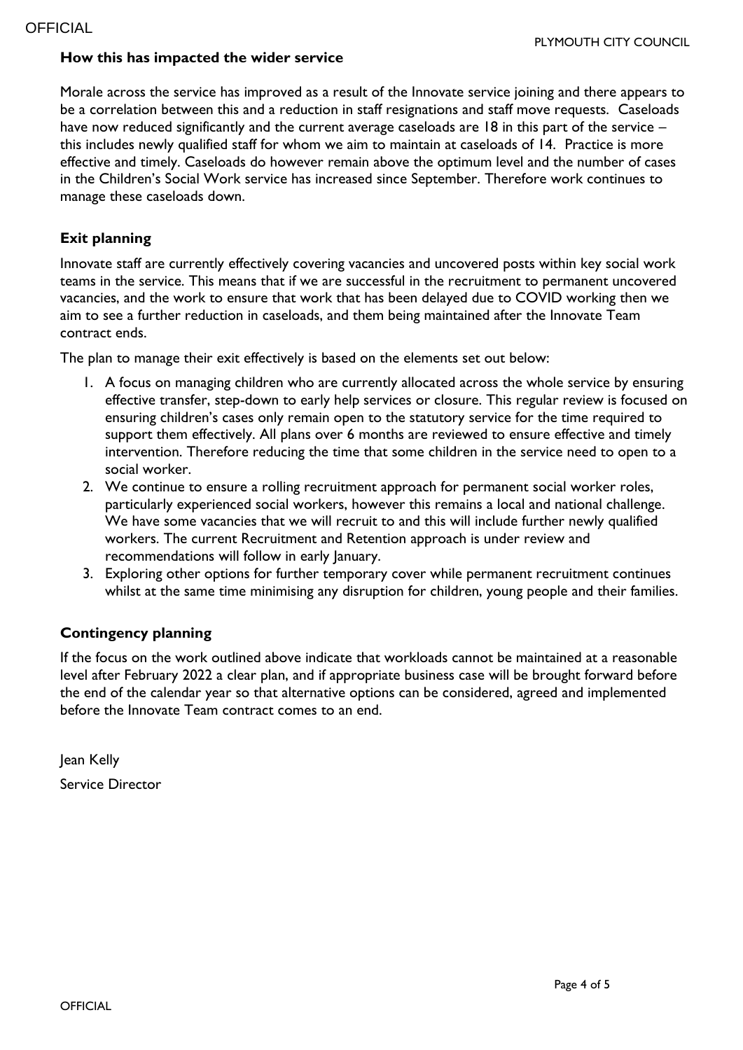**How this has impacted the wider service**

Morale across the service has improved as a result of the Innovate service joining and there appears to be a correlation between this and a reduction in staff resignations and staff move requests. Caseloads have now reduced significantly and the current average caseloads are 18 in this part of the service – this includes newly qualified staff for whom we aim to maintain at caseloads of 14. Practice is more effective and timely. Caseloads do however remain above the optimum level and the number of cases in the Children's Social Work service has increased since September. Therefore work continues to manage these caseloads down.

## Exit planning

Innovate staff are currently effectively covering vacancies and uncovered posts within key social work teams in the service. This means that if we are successful in the recruitment to permanent uncovered vacancies, and the work to ensure that work that has been delayed due to COVID working then we aim to see a further reduction in caseloads, and them being maintained after the Innovate Team contract ends.

The plan to manage their exit effectively is based on the elements set out below:

1. A focus on managing children who are currently allocated across the whole service by ensuring effective transfer, step-down to early help services or closure. This regular review is focused on ensuring children's cases only remain open to the statutory service for the time required to support them effectively. All plans over 6 months are reviewed to ensure effective and timely intervention. Therefore reducing the time that some children in the service need to open to a social worker.
2. We continue to ensure a rolling recruitment approach for permanent social worker roles, particularly experienced social workers, however this remains a local and national challenge. We have some vacancies that we will recruit to and this will include further newly qualified workers. The current Recruitment and Retention approach is under review and recommendations will follow in early January.
3. Exploring other options for further temporary cover while permanent recruitment continues whilst at the same time minimising any disruption for children, young people and their families.

## Contingency planning

If the focus on the work outlined above indicate that workloads cannot be maintained at a reasonable level after February 2022 a clear plan, and if appropriate business case will be brought forward before the end of the calendar year so that alternative options can be considered, agreed and implemented before the Innovate Team contract comes to an end.

Jean Kelly

Service Director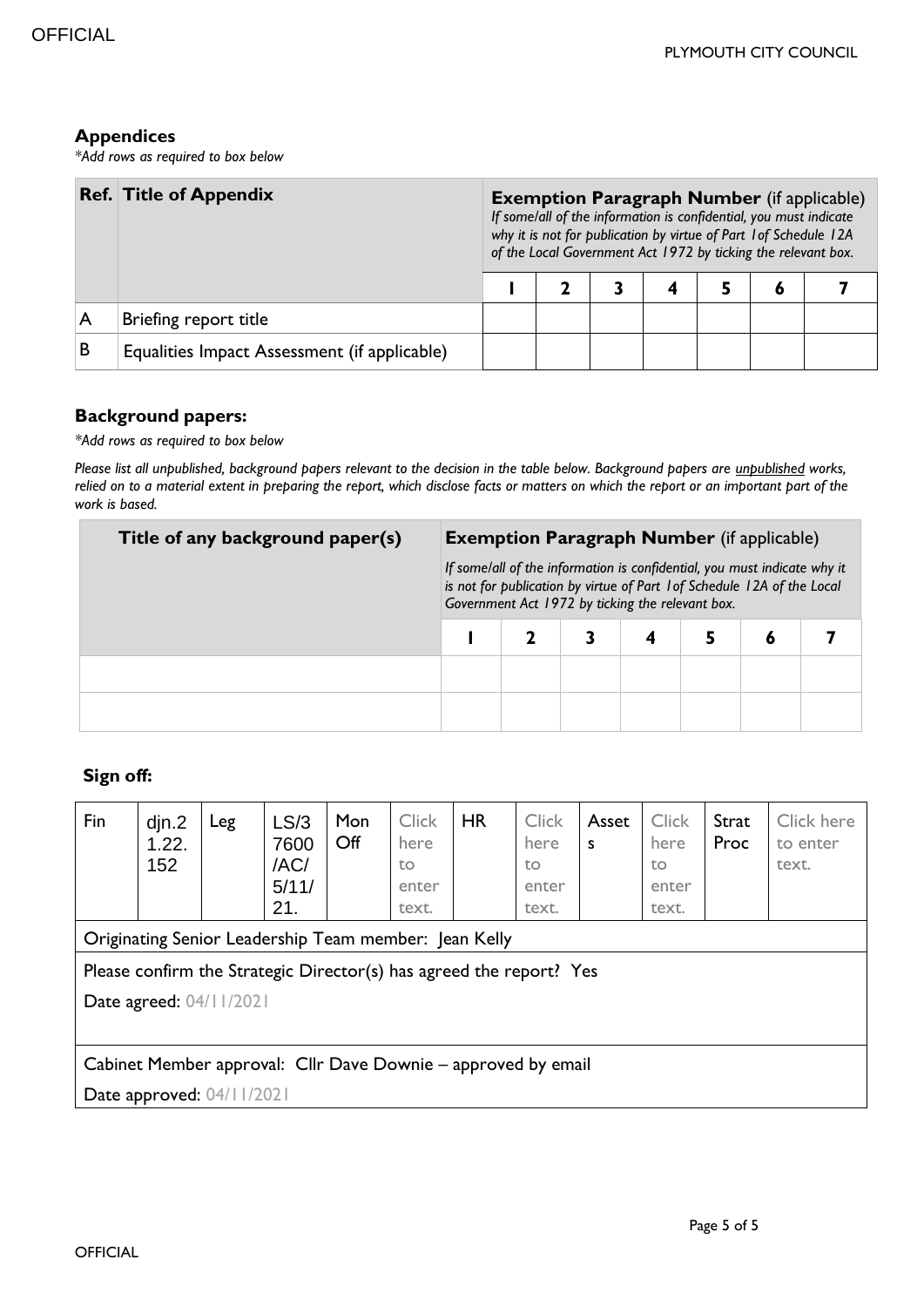## Appendices

*\*Add rows as required to box below*

| Ref. | Title of Appendix | **Exemption Paragraph Number** (if applicable) *If some/all of the information is confidential, you must indicate why it is not for publication by virtue of Part 1of Schedule 12A of the Local Government Act 1972 by ticking the relevant box.* | | | | | | |
|---|---|---|---|---|---|---|---|---|
| | | **1** | **2** | **3** | **4** | **5** | **6** | **7** |
| A | Briefing report title | | | | | | | |
| B | Equalities Impact Assessment (if applicable) | | | | | | | |

## Background papers:

*\*Add rows as required to box below*

*Please list all unpublished, background papers relevant to the decision in the table below. Background papers are unpublished works, relied on to a material extent in preparing the report, which disclose facts or matters on which the report or an important part of the work is based.*

| Title of any background paper(s) | **Exemption Paragraph Number** (if applicable) *If some/all of the information is confidential, you must indicate why it is not for publication by virtue of Part 1of Schedule 12A of the Local Government Act 1972 by ticking the relevant box.* | | | | | | |
|---|---|---|---|---|---|---|---|
| | **1** | **2** | **3** | **4** | **5** | **6** | **7** |
| | | | | | | | |
| | | | | | | | |

## Sign off:

| Fin | djn.21.22.152 | Leg | LS/37600/AC/5/11/21. | Mon Off | Click here to enter text. | HR | Click here to enter text. | Assets | Click here to enter text. | Strat Proc | Click here to enter text. |
|---|---|---|---|---|---|---|---|---|---|---|---|

Originating Senior Leadership Team member: Jean Kelly

Please confirm the Strategic Director(s) has agreed the report? Yes

Date agreed: 04/11/2021

Cabinet Member approval: Cllr Dave Downie – approved by email

Date approved: 04/11/2021